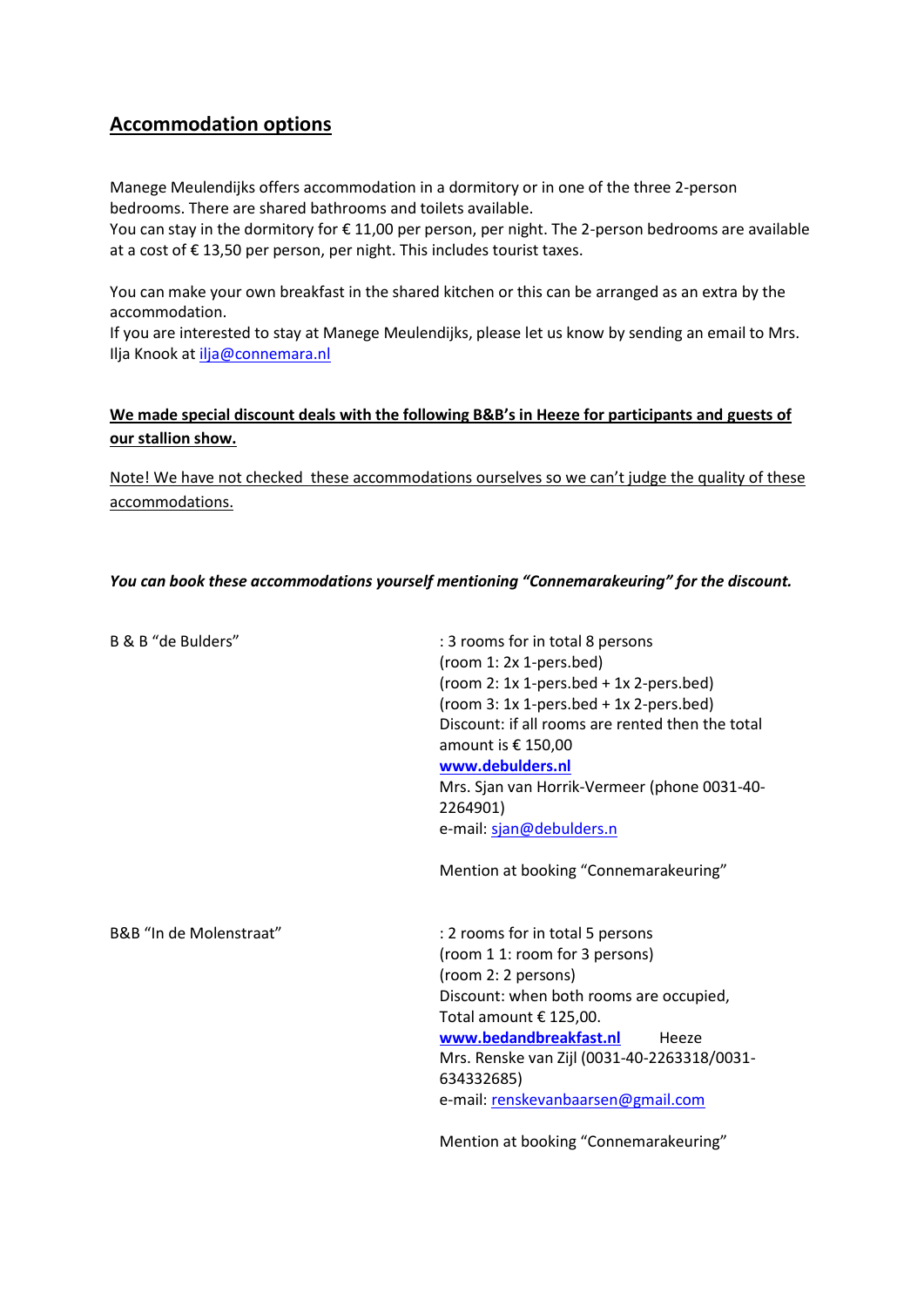## Accommodation options

Manege Meulendijks offers accommodation in a dormitory or in one of the three 2-person bedrooms. There are shared bathrooms and toilets available.
You can stay in the dormitory for € 11,00 per person, per night. The 2-person bedrooms are available at a cost of € 13,50 per person, per night. This includes tourist taxes.

You can make your own breakfast in the shared kitchen or this can be arranged as an extra by the accommodation.
If you are interested to stay at Manege Meulendijks, please let us know by sending an email to Mrs. Ilja Knook at ilja@connemara.nl

**We made special discount deals with the following B&B's in Heeze for participants and guests of our stallion show.**

Note! We have not checked these accommodations ourselves so we can't judge the quality of these accommodations.

***You can book these accommodations yourself mentioning "Connemarakeuring" for the discount.***

B & B "de Bulders"

: 3 rooms for in total 8 persons
(room 1: 2x 1-pers.bed)
(room 2: 1x 1-pers.bed + 1x 2-pers.bed)
(room 3: 1x 1-pers.bed + 1x 2-pers.bed)
Discount: if all rooms are rented then the total amount is € 150,00
**www.debulders.nl**
Mrs. Sjan van Horrik-Vermeer (phone 0031-40-2264901)
e-mail: sjan@debulders.n

Mention at booking "Connemarakeuring"

B&B "In de Molenstraat"

: 2 rooms for in total 5 persons
(room 1 1: room for 3 persons)
(room 2: 2 persons)
Discount: when both rooms are occupied,
Total amount € 125,00.
**www.bedandbreakfast.nl** Heeze
Mrs. Renske van Zijl (0031-40-2263318/0031-634332685)
e-mail: renskevanbaarsen@gmail.com

Mention at booking "Connemarakeuring"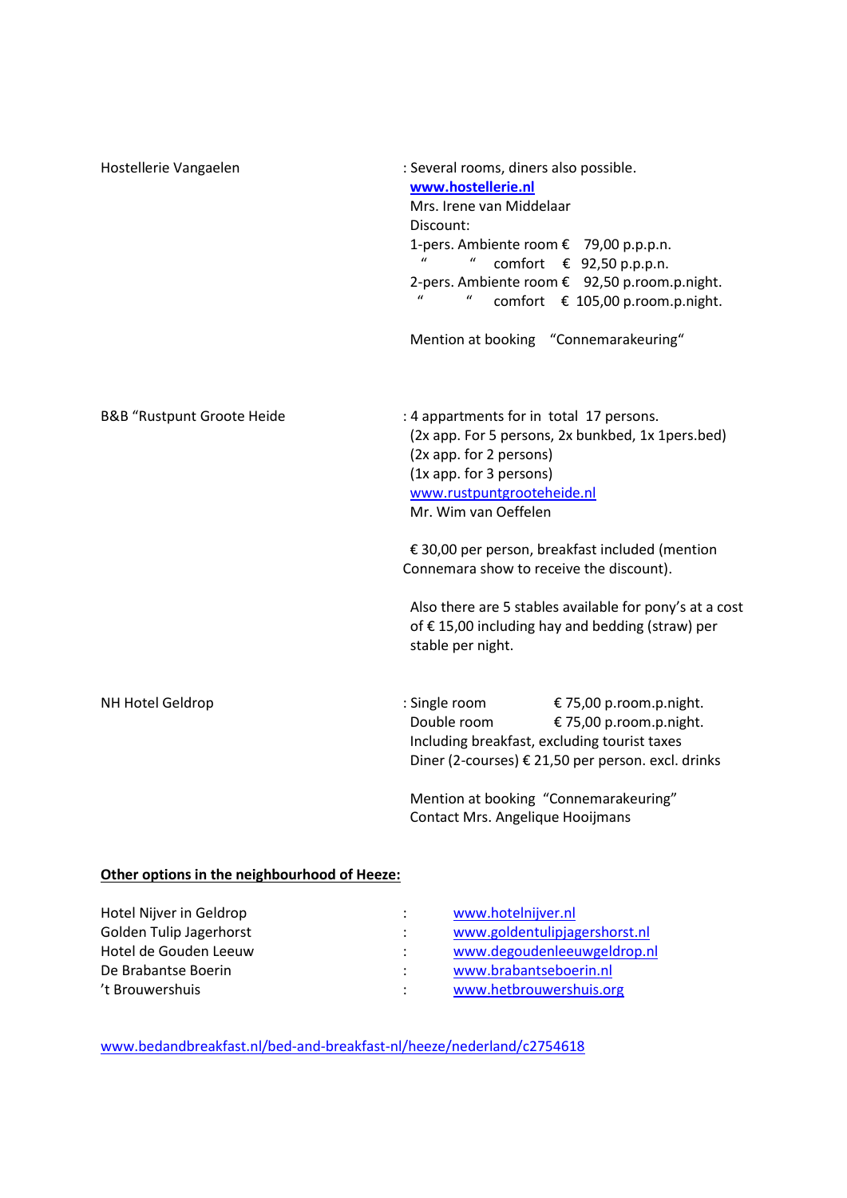Hostellerie Vangaelen : Several rooms, diners also possible.
**www.hostellerie.nl**
Mrs. Irene van Middelaar
Discount:
1-pers. Ambiente room € 79,00 p.p.p.n.
" " comfort € 92,50 p.p.p.n.
2-pers. Ambiente room € 92,50 p.room.p.night.
" " comfort € 105,00 p.room.p.night.

Mention at booking "Connemarakeuring"

B&B "Rustpunt Groote Heide : 4 appartments for in total 17 persons.
(2x app. For 5 persons, 2x bunkbed, 1x 1pers.bed)
(2x app. for 2 persons)
(1x app. for 3 persons)
www.rustpuntgrooteheide.nl
Mr. Wim van Oeffelen

€ 30,00 per person, breakfast included (mention Connemara show to receive the discount).

Also there are 5 stables available for pony's at a cost of € 15,00 including hay and bedding (straw) per stable per night.

NH Hotel Geldrop : Single room € 75,00 p.room.p.night.
Double room € 75,00 p.room.p.night.
Including breakfast, excluding tourist taxes
Diner (2-courses) € 21,50 per person. excl. drinks

Mention at booking "Connemarakeuring"
Contact Mrs. Angelique Hooijmans

**<u>Other options in the neighbourhood of Heeze:</u>**

| | | |
|---|---|---|
| Hotel Nijver in Geldrop | : | www.hotelnijver.nl |
| Golden Tulip Jagerhorst | : | www.goldentulipjagershorst.nl |
| Hotel de Gouden Leeuw | : | www.degoudenleeuwgeldrop.nl |
| De Brabantse Boerin | : | www.brabantseboerin.nl |
| 't Brouwershuis | : | www.hetbrouwershuis.org |

www.bedandbreakfast.nl/bed-and-breakfast-nl/heeze/nederland/c2754618